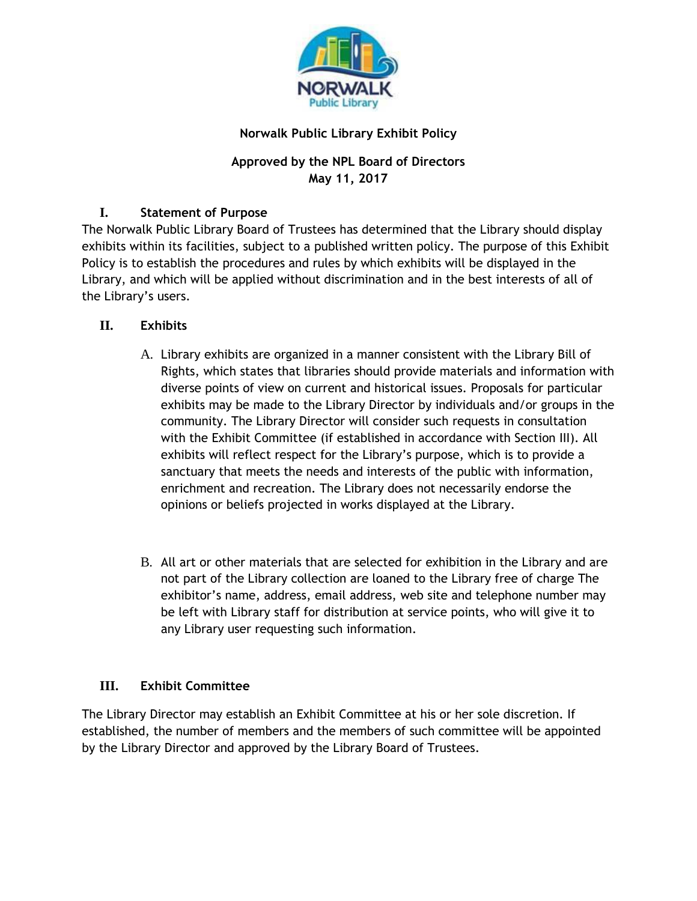# Norwalk Public Library Exhibit Policy

**Approved by the NPL Board of Directors**
**May 11, 2017**

## I. Statement of Purpose

The Norwalk Public Library Board of Trustees has determined that the Library should display exhibits within its facilities, subject to a published written policy. The purpose of this Exhibit Policy is to establish the procedures and rules by which exhibits will be displayed in the Library, and which will be applied without discrimination and in the best interests of all of the Library's users.

## II. Exhibits

A. Library exhibits are organized in a manner consistent with the Library Bill of Rights, which states that libraries should provide materials and information with diverse points of view on current and historical issues. Proposals for particular exhibits may be made to the Library Director by individuals and/or groups in the community. The Library Director will consider such requests in consultation with the Exhibit Committee (if established in accordance with Section III). All exhibits will reflect respect for the Library's purpose, which is to provide a sanctuary that meets the needs and interests of the public with information, enrichment and recreation. The Library does not necessarily endorse the opinions or beliefs projected in works displayed at the Library.

B. All art or other materials that are selected for exhibition in the Library and are not part of the Library collection are loaned to the Library free of charge The exhibitor's name, address, email address, web site and telephone number may be left with Library staff for distribution at service points, who will give it to any Library user requesting such information.

## III. Exhibit Committee

The Library Director may establish an Exhibit Committee at his or her sole discretion. If established, the number of members and the members of such committee will be appointed by the Library Director and approved by the Library Board of Trustees.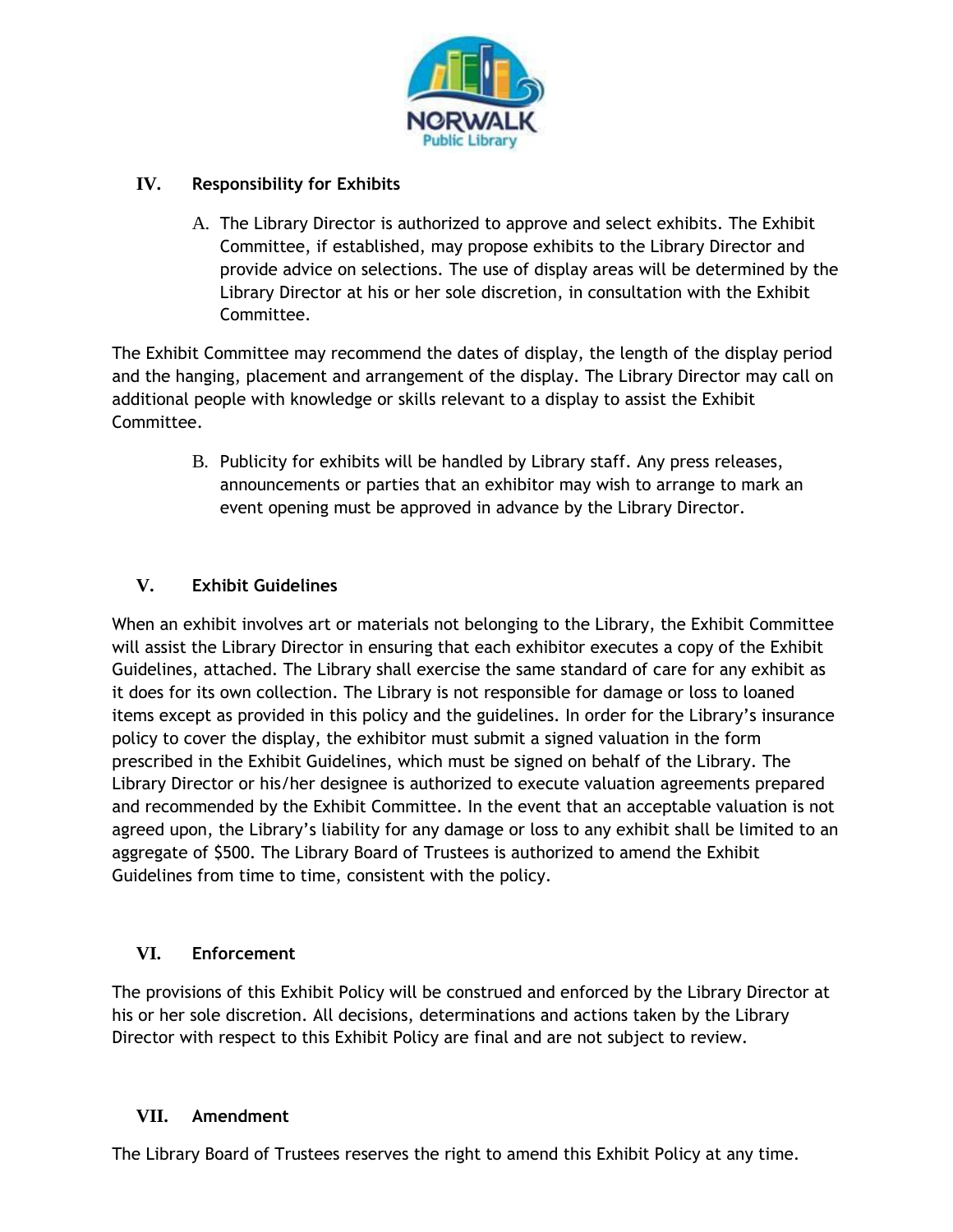## IV. Responsibility for Exhibits

A. The Library Director is authorized to approve and select exhibits. The Exhibit Committee, if established, may propose exhibits to the Library Director and provide advice on selections. The use of display areas will be determined by the Library Director at his or her sole discretion, in consultation with the Exhibit Committee.

The Exhibit Committee may recommend the dates of display, the length of the display period and the hanging, placement and arrangement of the display. The Library Director may call on additional people with knowledge or skills relevant to a display to assist the Exhibit Committee.

B. Publicity for exhibits will be handled by Library staff. Any press releases, announcements or parties that an exhibitor may wish to arrange to mark an event opening must be approved in advance by the Library Director.

## V. Exhibit Guidelines

When an exhibit involves art or materials not belonging to the Library, the Exhibit Committee will assist the Library Director in ensuring that each exhibitor executes a copy of the Exhibit Guidelines, attached. The Library shall exercise the same standard of care for any exhibit as it does for its own collection. The Library is not responsible for damage or loss to loaned items except as provided in this policy and the guidelines. In order for the Library's insurance policy to cover the display, the exhibitor must submit a signed valuation in the form prescribed in the Exhibit Guidelines, which must be signed on behalf of the Library. The Library Director or his/her designee is authorized to execute valuation agreements prepared and recommended by the Exhibit Committee. In the event that an acceptable valuation is not agreed upon, the Library's liability for any damage or loss to any exhibit shall be limited to an aggregate of $500. The Library Board of Trustees is authorized to amend the Exhibit Guidelines from time to time, consistent with the policy.

## VI. Enforcement

The provisions of this Exhibit Policy will be construed and enforced by the Library Director at his or her sole discretion. All decisions, determinations and actions taken by the Library Director with respect to this Exhibit Policy are final and are not subject to review.

## VII. Amendment

The Library Board of Trustees reserves the right to amend this Exhibit Policy at any time.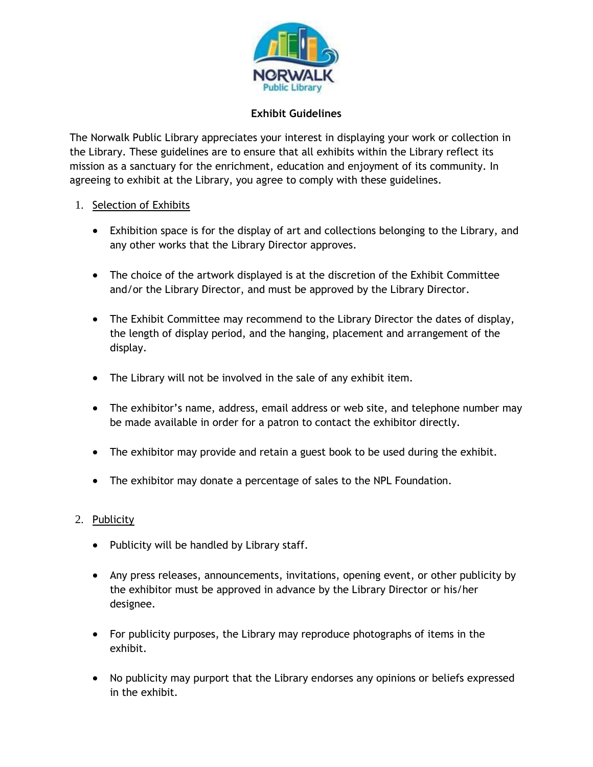**Exhibit Guidelines**

The Norwalk Public Library appreciates your interest in displaying your work or collection in the Library. These guidelines are to ensure that all exhibits within the Library reflect its mission as a sanctuary for the enrichment, education and enjoyment of its community. In agreeing to exhibit at the Library, you agree to comply with these guidelines.

1. <u>Selection of Exhibits</u>

   - Exhibition space is for the display of art and collections belonging to the Library, and any other works that the Library Director approves.

   - The choice of the artwork displayed is at the discretion of the Exhibit Committee and/or the Library Director, and must be approved by the Library Director.

   - The Exhibit Committee may recommend to the Library Director the dates of display, the length of display period, and the hanging, placement and arrangement of the display.

   - The Library will not be involved in the sale of any exhibit item.

   - The exhibitor's name, address, email address or web site, and telephone number may be made available in order for a patron to contact the exhibitor directly.

   - The exhibitor may provide and retain a guest book to be used during the exhibit.

   - The exhibitor may donate a percentage of sales to the NPL Foundation.

2. <u>Publicity</u>

   - Publicity will be handled by Library staff.

   - Any press releases, announcements, invitations, opening event, or other publicity by the exhibitor must be approved in advance by the Library Director or his/her designee.

   - For publicity purposes, the Library may reproduce photographs of items in the exhibit.

   - No publicity may purport that the Library endorses any opinions or beliefs expressed in the exhibit.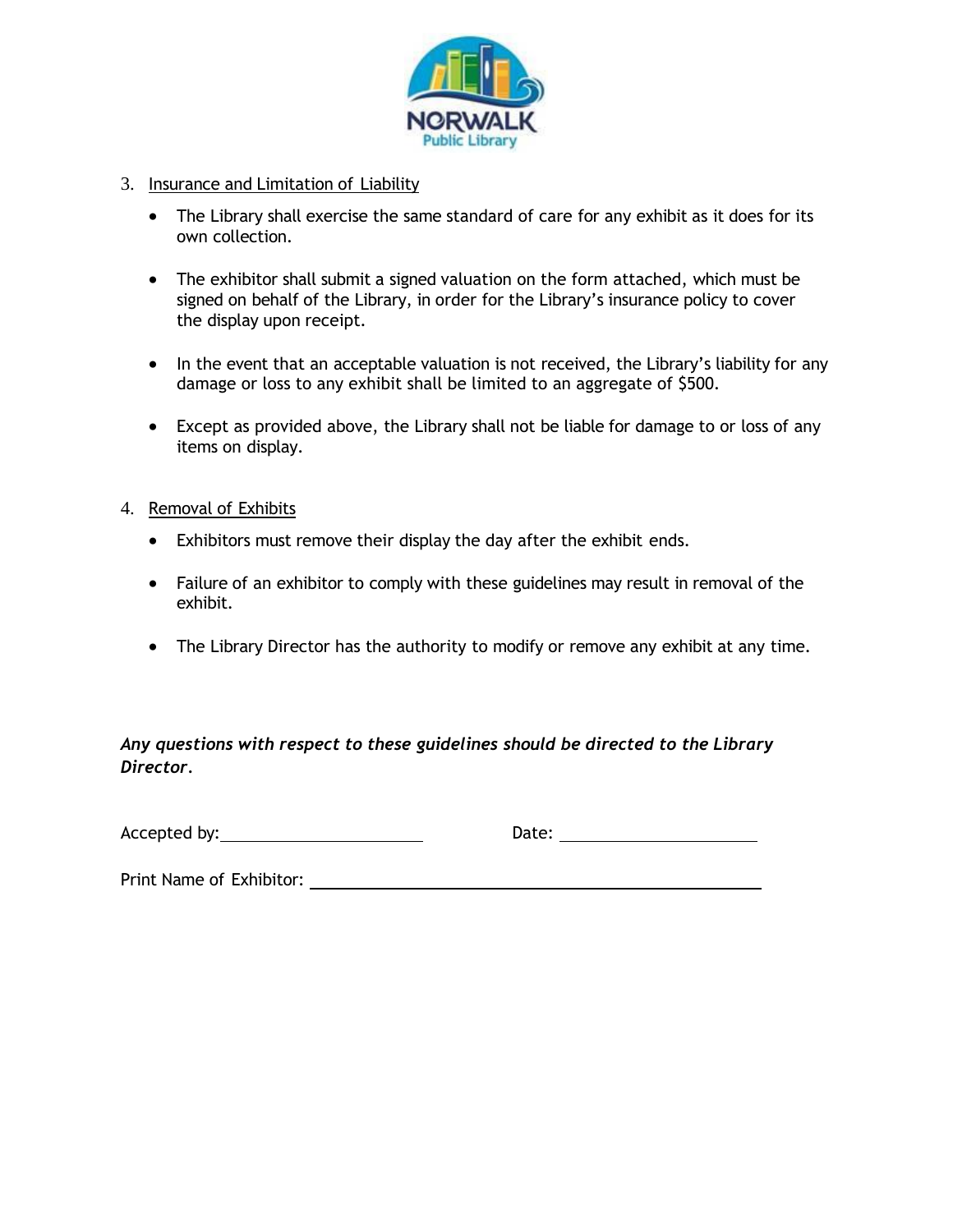3. Insurance and Limitation of Liability

- The Library shall exercise the same standard of care for any exhibit as it does for its own collection.
- The exhibitor shall submit a signed valuation on the form attached, which must be signed on behalf of the Library, in order for the Library's insurance policy to cover the display upon receipt.
- In the event that an acceptable valuation is not received, the Library's liability for any damage or loss to any exhibit shall be limited to an aggregate of $500.
- Except as provided above, the Library shall not be liable for damage to or loss of any items on display.

4. Removal of Exhibits

- Exhibitors must remove their display the day after the exhibit ends.
- Failure of an exhibitor to comply with these guidelines may result in removal of the exhibit.
- The Library Director has the authority to modify or remove any exhibit at any time.

***Any questions with respect to these guidelines should be directed to the Library Director.***

Accepted by: ______________________ Date: ______________________

Print Name of Exhibitor: ____________________________________________